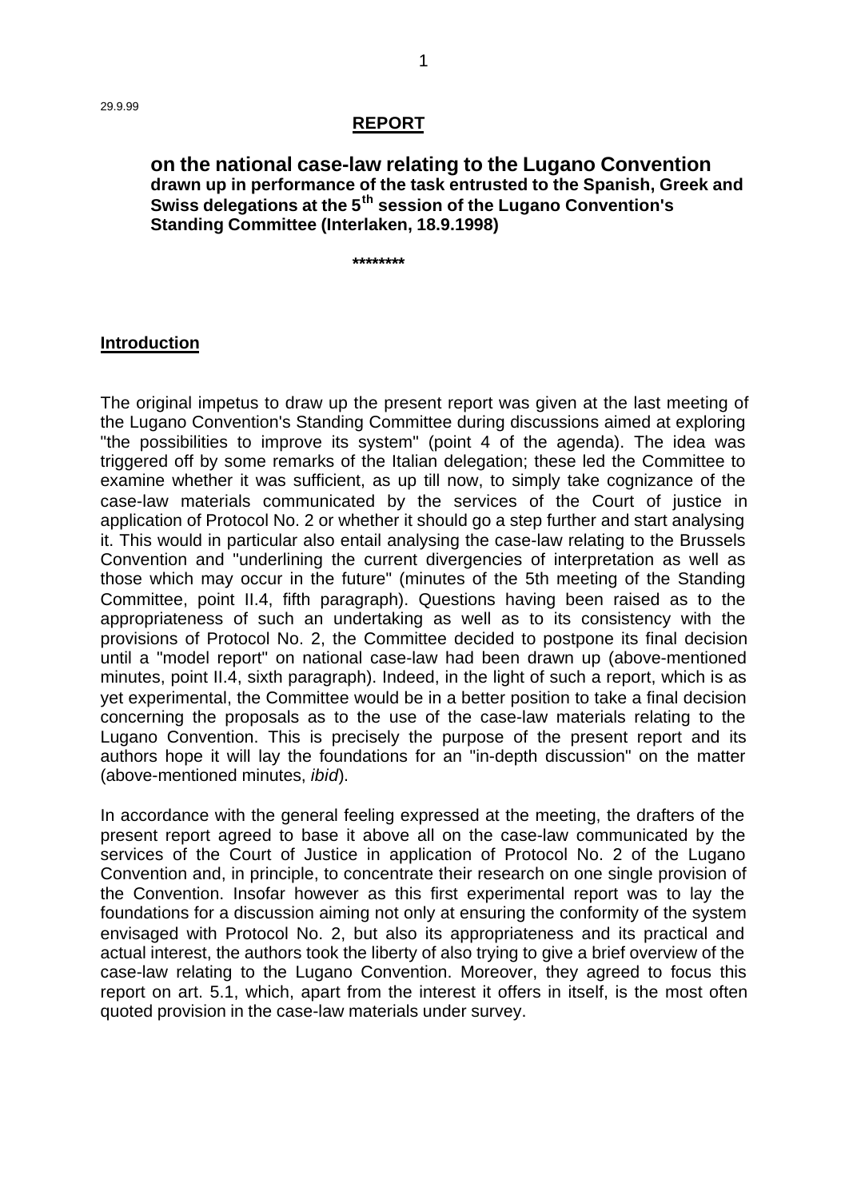29.9.99

# REPORT

## on the national case-law relating to the Lugano Convention

**drawn up in performance of the task entrusted to the Spanish, Greek and Swiss delegations at the 5th session of the Lugano Convention's Standing Committee (Interlaken, 18.9.1998)**

********

### Introduction

The original impetus to draw up the present report was given at the last meeting of the Lugano Convention's Standing Committee during discussions aimed at exploring "the possibilities to improve its system" (point 4 of the agenda). The idea was triggered off by some remarks of the Italian delegation; these led the Committee to examine whether it was sufficient, as up till now, to simply take cognizance of the case-law materials communicated by the services of the Court of justice in application of Protocol No. 2 or whether it should go a step further and start analysing it. This would in particular also entail analysing the case-law relating to the Brussels Convention and "underlining the current divergencies of interpretation as well as those which may occur in the future" (minutes of the 5th meeting of the Standing Committee, point II.4, fifth paragraph). Questions having been raised as to the appropriateness of such an undertaking as well as to its consistency with the provisions of Protocol No. 2, the Committee decided to postpone its final decision until a "model report" on national case-law had been drawn up (above-mentioned minutes, point II.4, sixth paragraph). Indeed, in the light of such a report, which is as yet experimental, the Committee would be in a better position to take a final decision concerning the proposals as to the use of the case-law materials relating to the Lugano Convention. This is precisely the purpose of the present report and its authors hope it will lay the foundations for an "in-depth discussion" on the matter (above-mentioned minutes, *ibid*).

In accordance with the general feeling expressed at the meeting, the drafters of the present report agreed to base it above all on the case-law communicated by the services of the Court of Justice in application of Protocol No. 2 of the Lugano Convention and, in principle, to concentrate their research on one single provision of the Convention. Insofar however as this first experimental report was to lay the foundations for a discussion aiming not only at ensuring the conformity of the system envisaged with Protocol No. 2, but also its appropriateness and its practical and actual interest, the authors took the liberty of also trying to give a brief overview of the case-law relating to the Lugano Convention. Moreover, they agreed to focus this report on art. 5.1, which, apart from the interest it offers in itself, is the most often quoted provision in the case-law materials under survey.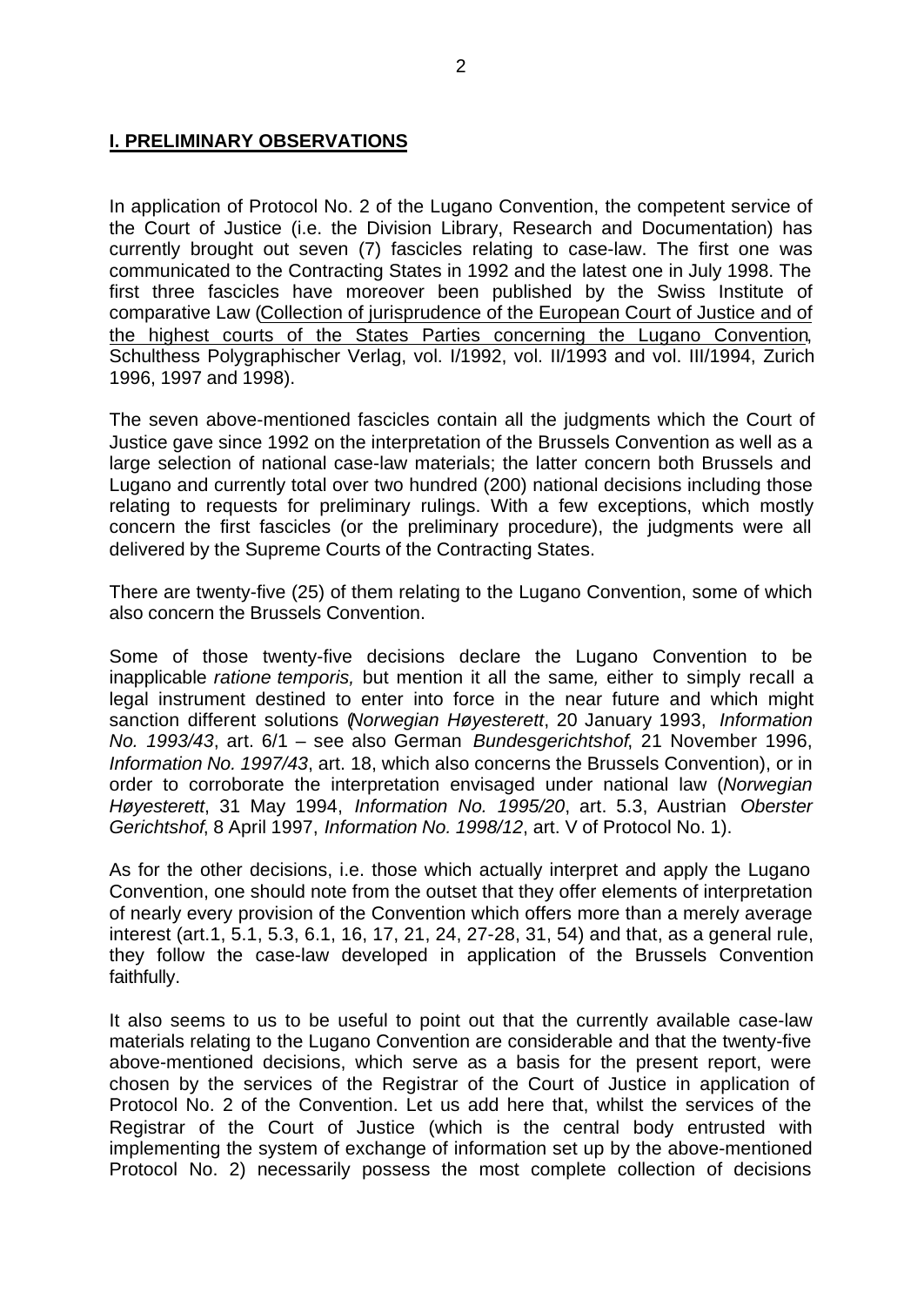## I. PRELIMINARY OBSERVATIONS

In application of Protocol No. 2 of the Lugano Convention, the competent service of the Court of Justice (i.e. the Division Library, Research and Documentation) has currently brought out seven (7) fascicles relating to case-law. The first one was communicated to the Contracting States in 1992 and the latest one in July 1998. The first three fascicles have moreover been published by the Swiss Institute of comparative Law (Collection of jurisprudence of the European Court of Justice and of the highest courts of the States Parties concerning the Lugano Convention, Schulthess Polygraphischer Verlag, vol. I/1992, vol. II/1993 and vol. III/1994, Zurich 1996, 1997 and 1998).

The seven above-mentioned fascicles contain all the judgments which the Court of Justice gave since 1992 on the interpretation of the Brussels Convention as well as a large selection of national case-law materials; the latter concern both Brussels and Lugano and currently total over two hundred (200) national decisions including those relating to requests for preliminary rulings. With a few exceptions, which mostly concern the first fascicles (or the preliminary procedure), the judgments were all delivered by the Supreme Courts of the Contracting States.

There are twenty-five (25) of them relating to the Lugano Convention, some of which also concern the Brussels Convention.

Some of those twenty-five decisions declare the Lugano Convention to be inapplicable *ratione temporis,* but mention it all the same, either to simply recall a legal instrument destined to enter into force in the near future and which might sanction different solutions (*Norwegian Høyesterett*, 20 January 1993, *Information No. 1993/43*, art. 6/1 – see also German *Bundesgerichtshof*, 21 November 1996, *Information No. 1997/43*, art. 18, which also concerns the Brussels Convention), or in order to corroborate the interpretation envisaged under national law (*Norwegian Høyesterett*, 31 May 1994, *Information No. 1995/20*, art. 5.3, Austrian *Oberster Gerichtshof*, 8 April 1997, *Information No. 1998/12*, art. V of Protocol No. 1).

As for the other decisions, i.e. those which actually interpret and apply the Lugano Convention, one should note from the outset that they offer elements of interpretation of nearly every provision of the Convention which offers more than a merely average interest (art.1, 5.1, 5.3, 6.1, 16, 17, 21, 24, 27-28, 31, 54) and that, as a general rule, they follow the case-law developed in application of the Brussels Convention faithfully.

It also seems to us to be useful to point out that the currently available case-law materials relating to the Lugano Convention are considerable and that the twenty-five above-mentioned decisions, which serve as a basis for the present report, were chosen by the services of the Registrar of the Court of Justice in application of Protocol No. 2 of the Convention. Let us add here that, whilst the services of the Registrar of the Court of Justice (which is the central body entrusted with implementing the system of exchange of information set up by the above-mentioned Protocol No. 2) necessarily possess the most complete collection of decisions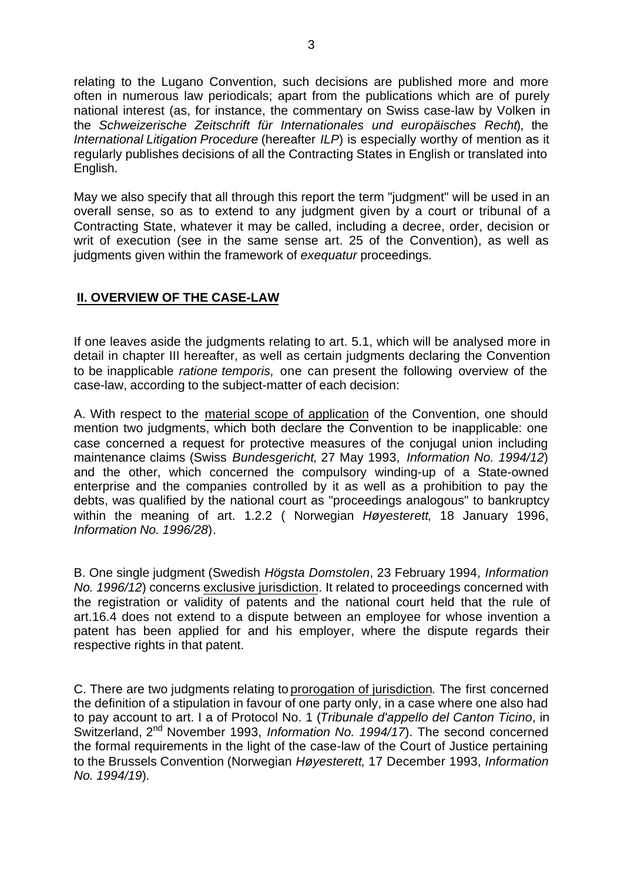relating to the Lugano Convention, such decisions are published more and more often in numerous law periodicals; apart from the publications which are of purely national interest (as, for instance, the commentary on Swiss case-law by Volken in the *Schweizerische Zeitschrift für Internationales und europäisches Recht*), the *International Litigation Procedure* (hereafter *ILP*) is especially worthy of mention as it regularly publishes decisions of all the Contracting States in English or translated into English.

May we also specify that all through this report the term "judgment" will be used in an overall sense, so as to extend to any judgment given by a court or tribunal of a Contracting State, whatever it may be called, including a decree, order, decision or writ of execution (see in the same sense art. 25 of the Convention), as well as judgments given within the framework of *exequatur* proceedings*.*

## II. OVERVIEW OF THE CASE-LAW

If one leaves aside the judgments relating to art. 5.1, which will be analysed more in detail in chapter III hereafter, as well as certain judgments declaring the Convention to be inapplicable *ratione temporis,* one can present the following overview of the case-law, according to the subject-matter of each decision:

A. With respect to the material scope of application of the Convention, one should mention two judgments, which both declare the Convention to be inapplicable: one case concerned a request for protective measures of the conjugal union including maintenance claims (Swiss *Bundesgericht*, 27 May 1993, *Information No. 1994/12*) and the other, which concerned the compulsory winding-up of a State-owned enterprise and the companies controlled by it as well as a prohibition to pay the debts, was qualified by the national court as "proceedings analogous" to bankruptcy within the meaning of art. 1.2.2 ( Norwegian *Høyesterett*, 18 January 1996, *Information No. 1996/28*).

B. One single judgment (Swedish *Högsta Domstolen*, 23 February 1994, *Information No. 1996/12*) concerns exclusive jurisdiction. It related to proceedings concerned with the registration or validity of patents and the national court held that the rule of art.16.4 does not extend to a dispute between an employee for whose invention a patent has been applied for and his employer, where the dispute regards their respective rights in that patent.

C. There are two judgments relating to prorogation of jurisdiction*.* The first concerned the definition of a stipulation in favour of one party only, in a case where one also had to pay account to art. I a of Protocol No. 1 (*Tribunale d'appello del Canton Ticino*, in Switzerland, 2nd November 1993, *Information No. 1994/17*). The second concerned the formal requirements in the light of the case-law of the Court of Justice pertaining to the Brussels Convention (Norwegian *Høyesterett*, 17 December 1993, *Information No. 1994/19*).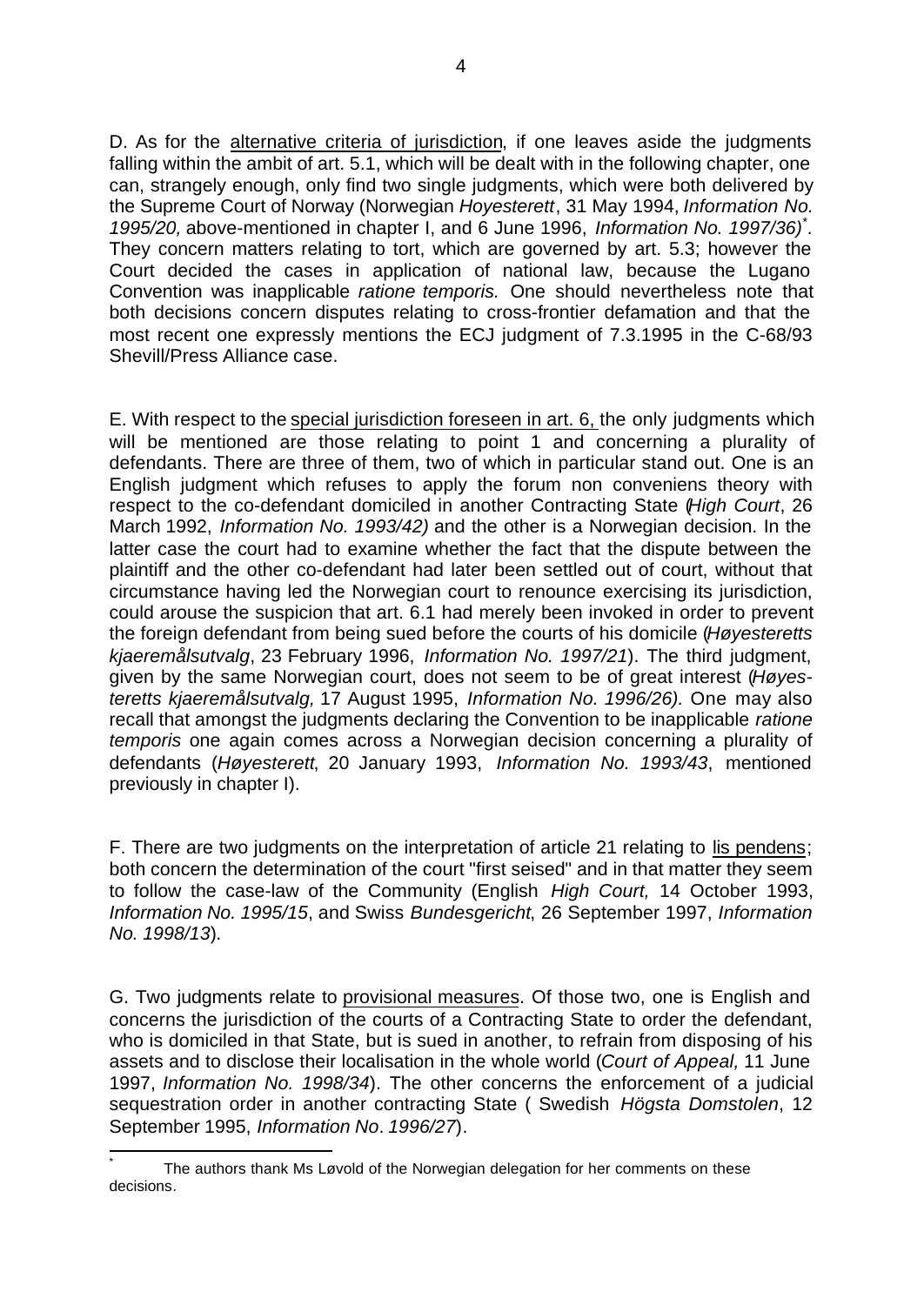D. As for the alternative criteria of jurisdiction, if one leaves aside the judgments falling within the ambit of art. 5.1, which will be dealt with in the following chapter, one can, strangely enough, only find two single judgments, which were both delivered by the Supreme Court of Norway (Norwegian *Hoyesterett*, 31 May 1994, *Information No. 1995/20,* above-mentioned in chapter I, and 6 June 1996, *Information No. 1997/36)*[*]. They concern matters relating to tort, which are governed by art. 5.3; however the Court decided the cases in application of national law, because the Lugano Convention was inapplicable *ratione temporis.* One should nevertheless note that both decisions concern disputes relating to cross-frontier defamation and that the most recent one expressly mentions the ECJ judgment of 7.3.1995 in the C-68/93 Shevill/Press Alliance case.

E. With respect to the special jurisdiction foreseen in art. 6, the only judgments which will be mentioned are those relating to point 1 and concerning a plurality of defendants. There are three of them, two of which in particular stand out. One is an English judgment which refuses to apply the forum non conveniens theory with respect to the co-defendant domiciled in another Contracting State (*High Court*, 26 March 1992, *Information No. 1993/42)* and the other is a Norwegian decision. In the latter case the court had to examine whether the fact that the dispute between the plaintiff and the other co-defendant had later been settled out of court, without that circumstance having led the Norwegian court to renounce exercising its jurisdiction, could arouse the suspicion that art. 6.1 had merely been invoked in order to prevent the foreign defendant from being sued before the courts of his domicile (*Høyesteretts kjaeremålsutvalg*, 23 February 1996, *Information No. 1997/21*). The third judgment, given by the same Norwegian court, does not seem to be of great interest (*Høyesteretts kjaeremålsutvalg,* 17 August 1995, *Information No. 1996/26).* One may also recall that amongst the judgments declaring the Convention to be inapplicable *ratione temporis* one again comes across a Norwegian decision concerning a plurality of defendants (*Høyesterett*, 20 January 1993, *Information No. 1993/43*, mentioned previously in chapter I).

F. There are two judgments on the interpretation of article 21 relating to lis pendens; both concern the determination of the court "first seised" and in that matter they seem to follow the case-law of the Community (English *High Court,* 14 October 1993, *Information No. 1995/15*, and Swiss *Bundesgericht*, 26 September 1997, *Information No. 1998/13*).

G. Two judgments relate to provisional measures. Of those two, one is English and concerns the jurisdiction of the courts of a Contracting State to order the defendant, who is domiciled in that State, but is sued in another, to refrain from disposing of his assets and to disclose their localisation in the whole world (*Court of Appeal,* 11 June 1997, *Information No. 1998/34*). The other concerns the enforcement of a judicial sequestration order in another contracting State ( Swedish *Högsta Domstolen*, 12 September 1995, *Information No*. *1996/27*).

---

[*] The authors thank Ms Løvold of the Norwegian delegation for her comments on these decisions.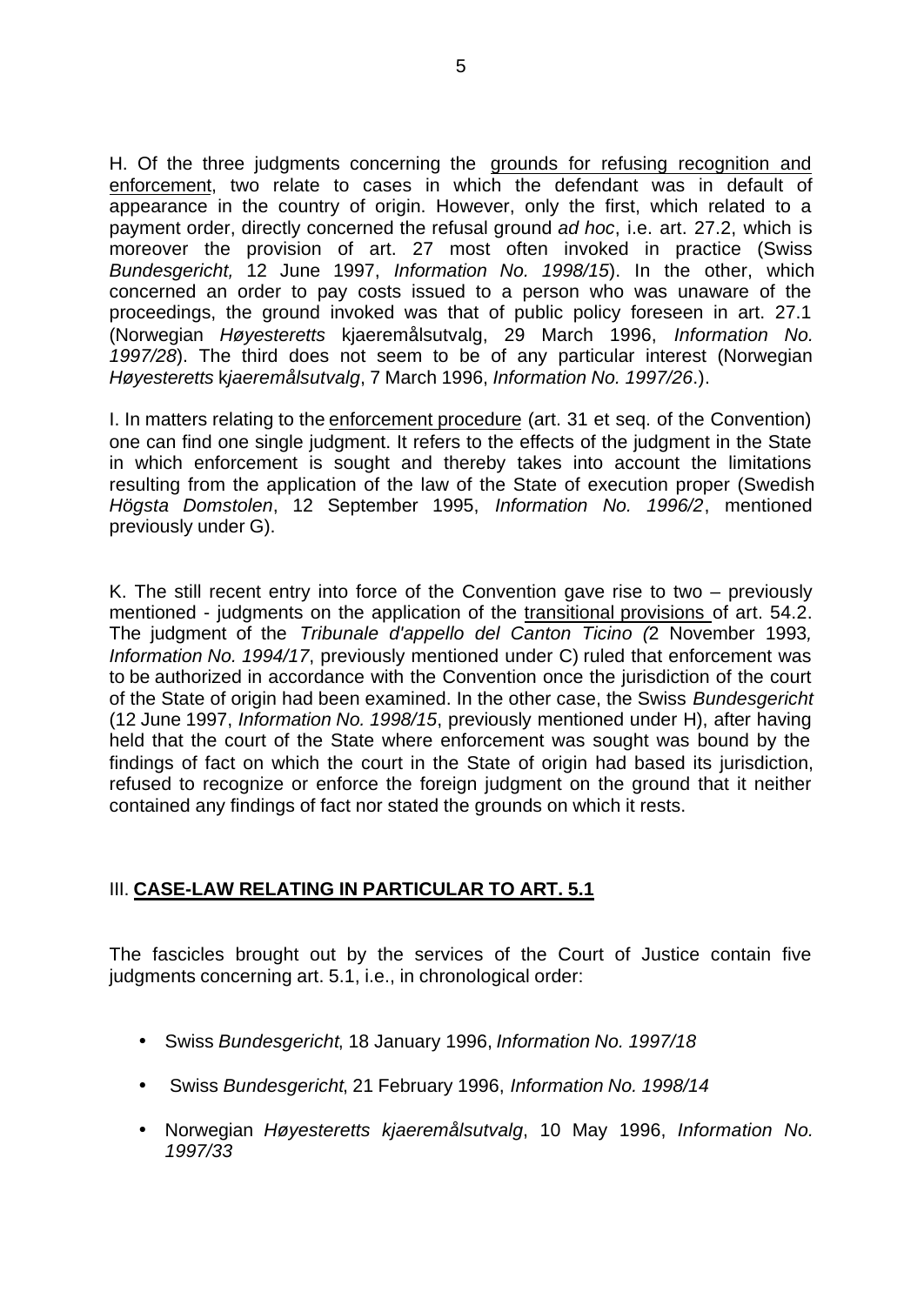H. Of the three judgments concerning the grounds for refusing recognition and enforcement, two relate to cases in which the defendant was in default of appearance in the country of origin. However, only the first, which related to a payment order, directly concerned the refusal ground *ad hoc*, i.e. art. 27.2, which is moreover the provision of art. 27 most often invoked in practice (Swiss *Bundesgericht,* 12 June 1997, *Information No. 1998/15*). In the other, which concerned an order to pay costs issued to a person who was unaware of the proceedings, the ground invoked was that of public policy foreseen in art. 27.1 (Norwegian *Høyesteretts* kjaeremålsutvalg, 29 March 1996, *Information No. 1997/28*). The third does not seem to be of any particular interest (Norwegian *Høyesteretts* k*jaeremålsutvalg*, 7 March 1996, *Information No. 1997/26*.).

I. In matters relating to the enforcement procedure (art. 31 et seq. of the Convention) one can find one single judgment. It refers to the effects of the judgment in the State in which enforcement is sought and thereby takes into account the limitations resulting from the application of the law of the State of execution proper (Swedish *Högsta Domstolen*, 12 September 1995, *Information No. 1996/2*, mentioned previously under G).

K. The still recent entry into force of the Convention gave rise to two – previously mentioned - judgments on the application of the transitional provisions of art. 54.2. The judgment of the *Tribunale d'appello del Canton Ticino (*2 November 1993*, Information No. 1994/17*, previously mentioned under C) ruled that enforcement was to be authorized in accordance with the Convention once the jurisdiction of the court of the State of origin had been examined. In the other case, the Swiss *Bundesgericht* (12 June 1997, *Information No. 1998/15*, previously mentioned under H), after having held that the court of the State where enforcement was sought was bound by the findings of fact on which the court in the State of origin had based its jurisdiction, refused to recognize or enforce the foreign judgment on the ground that it neither contained any findings of fact nor stated the grounds on which it rests.

## III. **CASE-LAW RELATING IN PARTICULAR TO ART. 5.1**

The fascicles brought out by the services of the Court of Justice contain five judgments concerning art. 5.1, i.e., in chronological order:

- Swiss *Bundesgericht*, 18 January 1996, *Information No. 1997/18*
- Swiss *Bundesgericht*, 21 February 1996, *Information No. 1998/14*
- Norwegian *Høyesteretts kjaeremålsutvalg*, 10 May 1996, *Information No. 1997/33*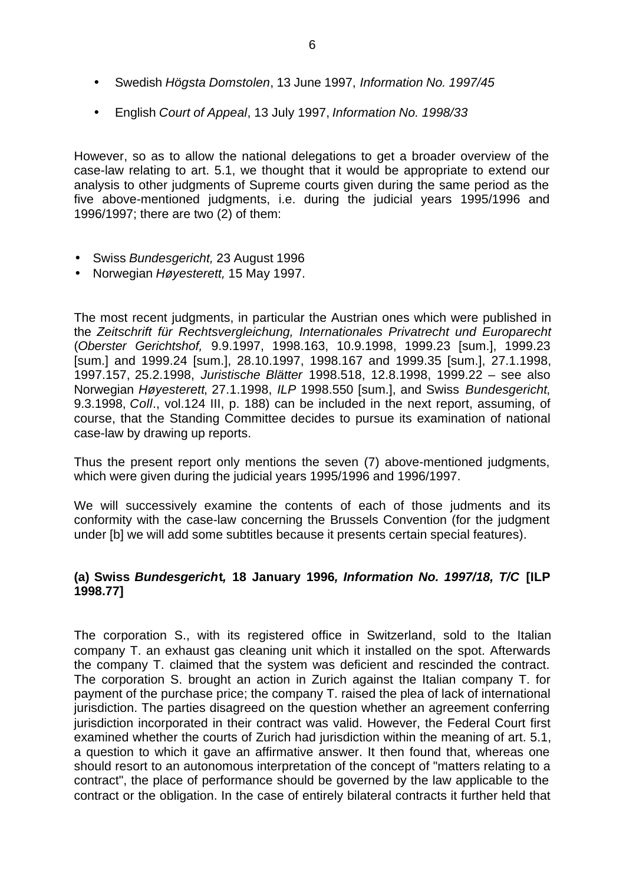- Swedish *Högsta Domstolen*, 13 June 1997, *Information No. 1997/45*
- English *Court of Appeal*, 13 July 1997, *Information No. 1998/33*

However, so as to allow the national delegations to get a broader overview of the case-law relating to art. 5.1, we thought that it would be appropriate to extend our analysis to other judgments of Supreme courts given during the same period as the five above-mentioned judgments, i.e. during the judicial years 1995/1996 and 1996/1997; there are two (2) of them:

- Swiss *Bundesgericht,* 23 August 1996
- Norwegian *Høyesterett,* 15 May 1997.

The most recent judgments, in particular the Austrian ones which were published in the *Zeitschrift für Rechtsvergleichung, Internationales Privatrecht und Europarecht* (*Oberster Gerichtshof,* 9.9.1997, 1998.163, 10.9.1998, 1999.23 [sum.], 1999.23 [sum.] and 1999.24 [sum.], 28.10.1997, 1998.167 and 1999.35 [sum.], 27.1.1998, 1997.157, 25.2.1998, *Juristische Blätter* 1998.518, 12.8.1998, 1999.22 – see also Norwegian *Høyesterett*, 27.1.1998, *ILP* 1998.550 [sum.], and Swiss *Bundesgericht*, 9.3.1998, *Coll*., vol.124 III, p. 188) can be included in the next report, assuming, of course, that the Standing Committee decides to pursue its examination of national case-law by drawing up reports.

Thus the present report only mentions the seven (7) above-mentioned judgments, which were given during the judicial years 1995/1996 and 1996/1997.

We will successively examine the contents of each of those judments and its conformity with the case-law concerning the Brussels Convention (for the judgment under [b] we will add some subtitles because it presents certain special features).

### (a) Swiss *Bundesgericht*, 18 January 1996, *Information No. 1997/18, T/C* [ILP 1998.77]

The corporation S., with its registered office in Switzerland, sold to the Italian company T. an exhaust gas cleaning unit which it installed on the spot. Afterwards the company T. claimed that the system was deficient and rescinded the contract. The corporation S. brought an action in Zurich against the Italian company T. for payment of the purchase price; the company T. raised the plea of lack of international jurisdiction. The parties disagreed on the question whether an agreement conferring jurisdiction incorporated in their contract was valid. However, the Federal Court first examined whether the courts of Zurich had jurisdiction within the meaning of art. 5.1, a question to which it gave an affirmative answer. It then found that, whereas one should resort to an autonomous interpretation of the concept of "matters relating to a contract", the place of performance should be governed by the law applicable to the contract or the obligation. In the case of entirely bilateral contracts it further held that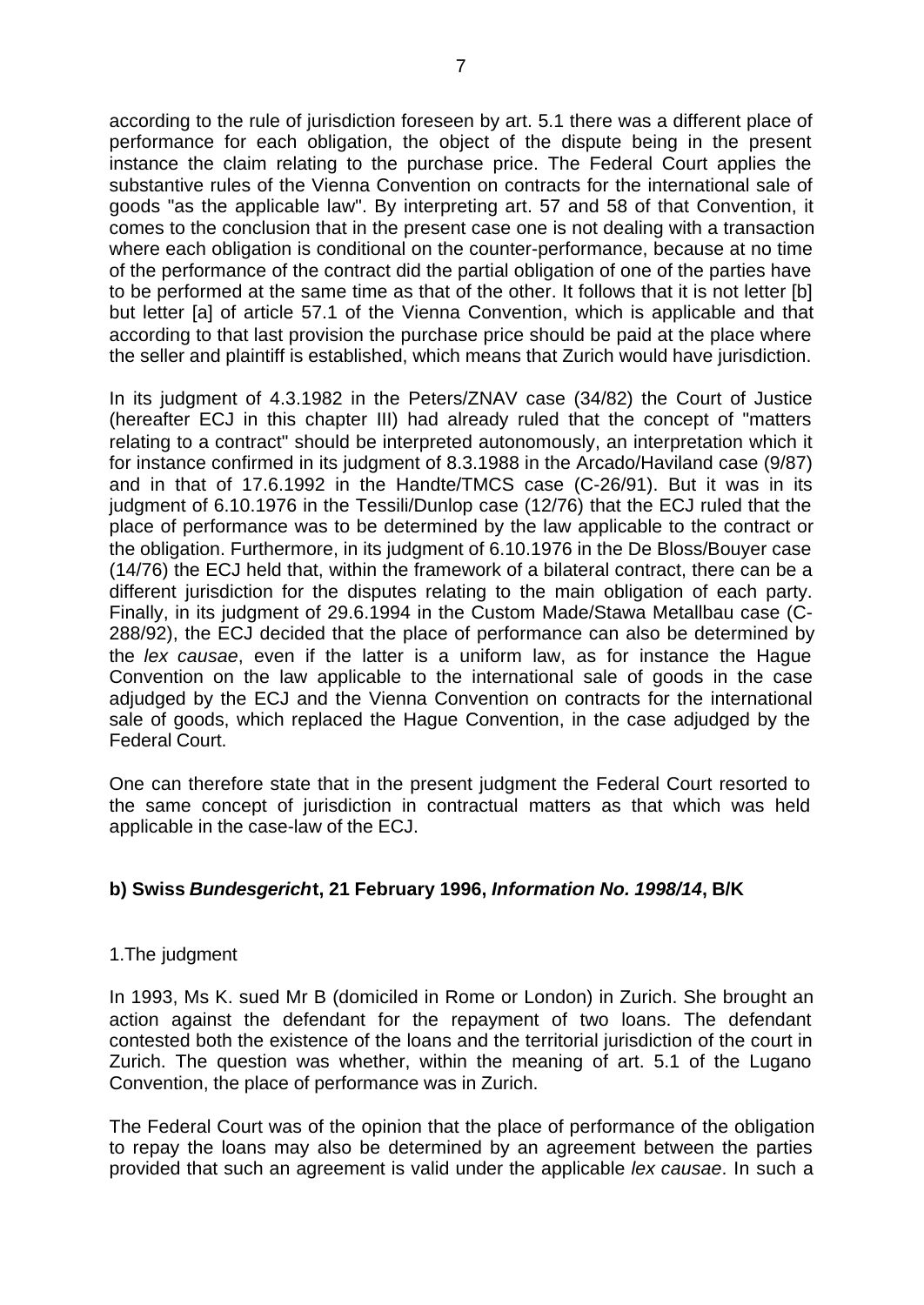according to the rule of jurisdiction foreseen by art. 5.1 there was a different place of performance for each obligation, the object of the dispute being in the present instance the claim relating to the purchase price. The Federal Court applies the substantive rules of the Vienna Convention on contracts for the international sale of goods "as the applicable law". By interpreting art. 57 and 58 of that Convention, it comes to the conclusion that in the present case one is not dealing with a transaction where each obligation is conditional on the counter-performance, because at no time of the performance of the contract did the partial obligation of one of the parties have to be performed at the same time as that of the other. It follows that it is not letter [b] but letter [a] of article 57.1 of the Vienna Convention, which is applicable and that according to that last provision the purchase price should be paid at the place where the seller and plaintiff is established, which means that Zurich would have jurisdiction.

In its judgment of 4.3.1982 in the Peters/ZNAV case (34/82) the Court of Justice (hereafter ECJ in this chapter III) had already ruled that the concept of "matters relating to a contract" should be interpreted autonomously, an interpretation which it for instance confirmed in its judgment of 8.3.1988 in the Arcado/Haviland case (9/87) and in that of 17.6.1992 in the Handte/TMCS case (C-26/91). But it was in its judgment of 6.10.1976 in the Tessili/Dunlop case (12/76) that the ECJ ruled that the place of performance was to be determined by the law applicable to the contract or the obligation. Furthermore, in its judgment of 6.10.1976 in the De Bloss/Bouyer case (14/76) the ECJ held that, within the framework of a bilateral contract, there can be a different jurisdiction for the disputes relating to the main obligation of each party. Finally, in its judgment of 29.6.1994 in the Custom Made/Stawa Metallbau case (C-288/92), the ECJ decided that the place of performance can also be determined by the *lex causae*, even if the latter is a uniform law, as for instance the Hague Convention on the law applicable to the international sale of goods in the case adjudged by the ECJ and the Vienna Convention on contracts for the international sale of goods, which replaced the Hague Convention, in the case adjudged by the Federal Court.

One can therefore state that in the present judgment the Federal Court resorted to the same concept of jurisdiction in contractual matters as that which was held applicable in the case-law of the ECJ.

### b) Swiss *Bundesgericht*, 21 February 1996, *Information No. 1998/14*, B/K

1.The judgment

In 1993, Ms K. sued Mr B (domiciled in Rome or London) in Zurich. She brought an action against the defendant for the repayment of two loans. The defendant contested both the existence of the loans and the territorial jurisdiction of the court in Zurich. The question was whether, within the meaning of art. 5.1 of the Lugano Convention, the place of performance was in Zurich.

The Federal Court was of the opinion that the place of performance of the obligation to repay the loans may also be determined by an agreement between the parties provided that such an agreement is valid under the applicable *lex causae*. In such a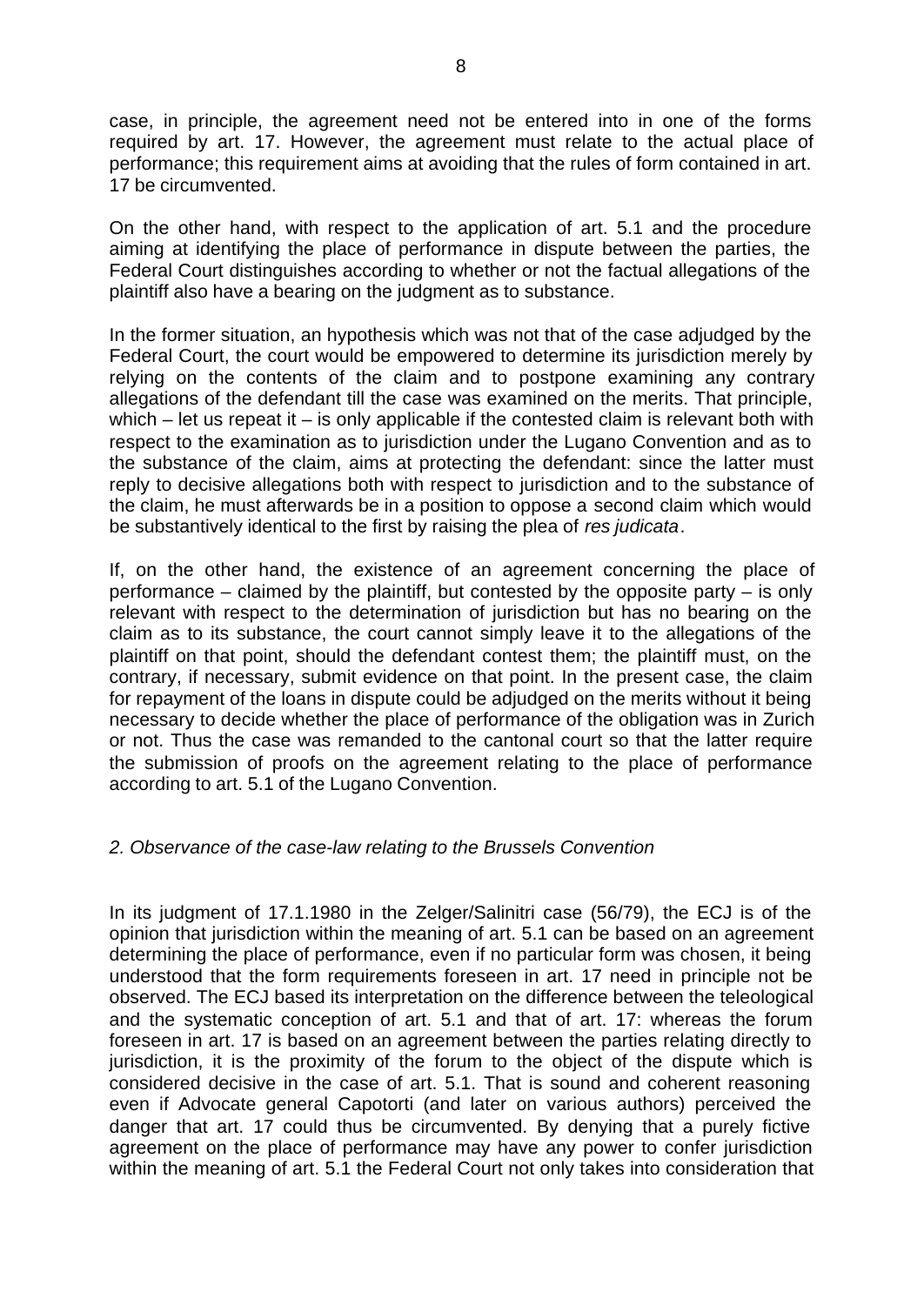case, in principle, the agreement need not be entered into in one of the forms required by art. 17. However, the agreement must relate to the actual place of performance; this requirement aims at avoiding that the rules of form contained in art. 17 be circumvented.

On the other hand, with respect to the application of art. 5.1 and the procedure aiming at identifying the place of performance in dispute between the parties, the Federal Court distinguishes according to whether or not the factual allegations of the plaintiff also have a bearing on the judgment as to substance.

In the former situation, an hypothesis which was not that of the case adjudged by the Federal Court, the court would be empowered to determine its jurisdiction merely by relying on the contents of the claim and to postpone examining any contrary allegations of the defendant till the case was examined on the merits. That principle, which – let us repeat it – is only applicable if the contested claim is relevant both with respect to the examination as to jurisdiction under the Lugano Convention and as to the substance of the claim, aims at protecting the defendant: since the latter must reply to decisive allegations both with respect to jurisdiction and to the substance of the claim, he must afterwards be in a position to oppose a second claim which would be substantively identical to the first by raising the plea of *res judicata*.

If, on the other hand, the existence of an agreement concerning the place of performance – claimed by the plaintiff, but contested by the opposite party – is only relevant with respect to the determination of jurisdiction but has no bearing on the claim as to its substance, the court cannot simply leave it to the allegations of the plaintiff on that point, should the defendant contest them; the plaintiff must, on the contrary, if necessary, submit evidence on that point. In the present case, the claim for repayment of the loans in dispute could be adjudged on the merits without it being necessary to decide whether the place of performance of the obligation was in Zurich or not. Thus the case was remanded to the cantonal court so that the latter require the submission of proofs on the agreement relating to the place of performance according to art. 5.1 of the Lugano Convention.

### *2. Observance of the case-law relating to the Brussels Convention*

In its judgment of 17.1.1980 in the Zelger/Salinitri case (56/79), the ECJ is of the opinion that jurisdiction within the meaning of art. 5.1 can be based on an agreement determining the place of performance, even if no particular form was chosen, it being understood that the form requirements foreseen in art. 17 need in principle not be observed. The ECJ based its interpretation on the difference between the teleological and the systematic conception of art. 5.1 and that of art. 17: whereas the forum foreseen in art. 17 is based on an agreement between the parties relating directly to jurisdiction, it is the proximity of the forum to the object of the dispute which is considered decisive in the case of art. 5.1. That is sound and coherent reasoning even if Advocate general Capotorti (and later on various authors) perceived the danger that art. 17 could thus be circumvented. By denying that a purely fictive agreement on the place of performance may have any power to confer jurisdiction within the meaning of art. 5.1 the Federal Court not only takes into consideration that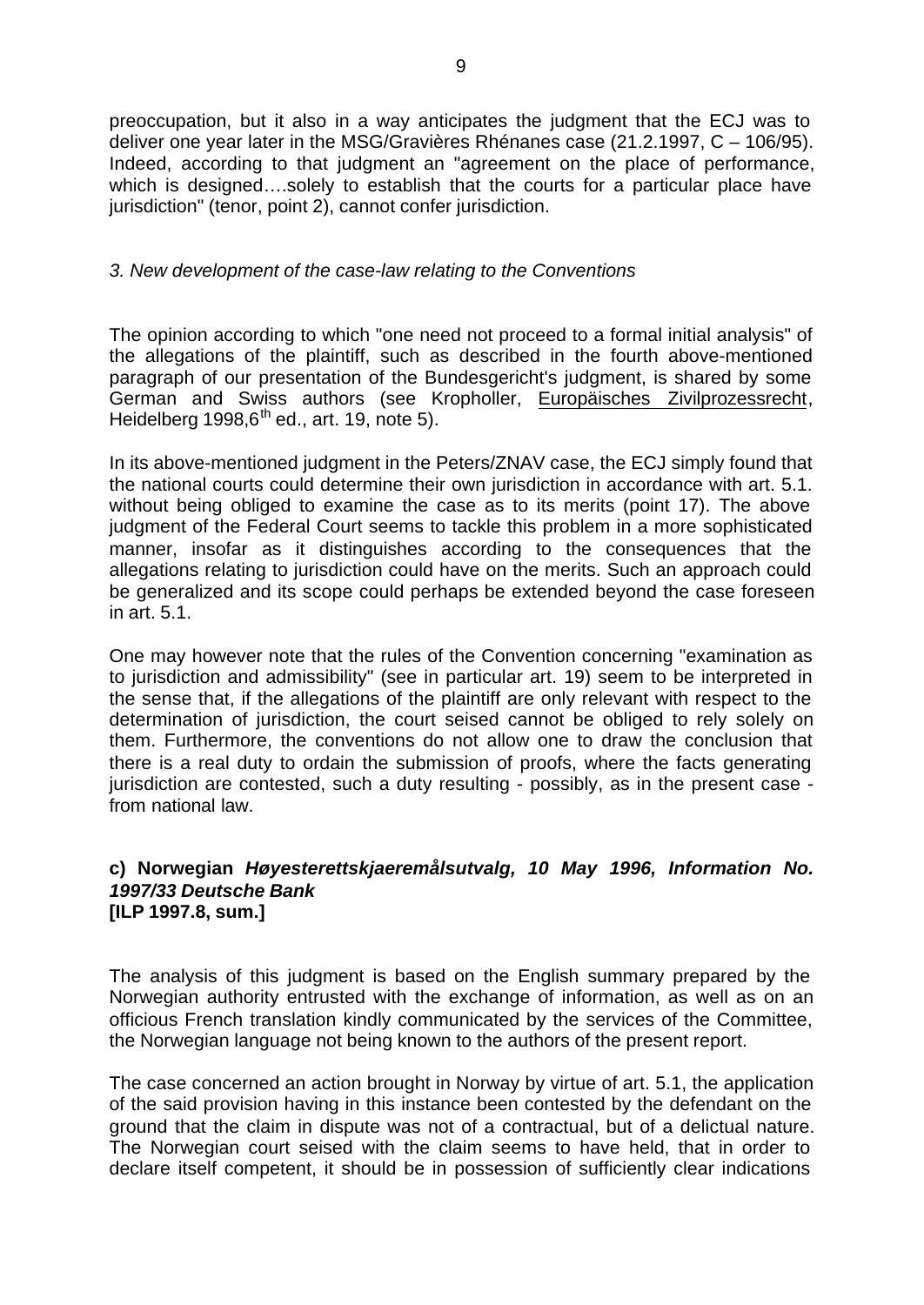preoccupation, but it also in a way anticipates the judgment that the ECJ was to deliver one year later in the MSG/Gravières Rhénanes case (21.2.1997, C – 106/95). Indeed, according to that judgment an "agreement on the place of performance, which is designed….solely to establish that the courts for a particular place have jurisdiction" (tenor, point 2), cannot confer jurisdiction.

*3. New development of the case-law relating to the Conventions*

The opinion according to which "one need not proceed to a formal initial analysis" of the allegations of the plaintiff, such as described in the fourth above-mentioned paragraph of our presentation of the Bundesgericht's judgment, is shared by some German and Swiss authors (see Kropholler, Europäisches Zivilprozessrecht, Heidelberg 1998,6th ed., art. 19, note 5).

In its above-mentioned judgment in the Peters/ZNAV case, the ECJ simply found that the national courts could determine their own jurisdiction in accordance with art. 5.1. without being obliged to examine the case as to its merits (point 17). The above judgment of the Federal Court seems to tackle this problem in a more sophisticated manner, insofar as it distinguishes according to the consequences that the allegations relating to jurisdiction could have on the merits. Such an approach could be generalized and its scope could perhaps be extended beyond the case foreseen in art. 5.1.

One may however note that the rules of the Convention concerning "examination as to jurisdiction and admissibility" (see in particular art. 19) seem to be interpreted in the sense that, if the allegations of the plaintiff are only relevant with respect to the determination of jurisdiction, the court seised cannot be obliged to rely solely on them. Furthermore, the conventions do not allow one to draw the conclusion that there is a real duty to ordain the submission of proofs, where the facts generating jurisdiction are contested, such a duty resulting - possibly, as in the present case - from national law.

**c) Norwegian *Høyesterettskjaeremålsutvalg, 10 May 1996, Information No. 1997/33 Deutsche Bank***
**[ILP 1997.8, sum.]**

The analysis of this judgment is based on the English summary prepared by the Norwegian authority entrusted with the exchange of information, as well as on an officious French translation kindly communicated by the services of the Committee, the Norwegian language not being known to the authors of the present report.

The case concerned an action brought in Norway by virtue of art. 5.1, the application of the said provision having in this instance been contested by the defendant on the ground that the claim in dispute was not of a contractual, but of a delictual nature. The Norwegian court seised with the claim seems to have held, that in order to declare itself competent, it should be in possession of sufficiently clear indications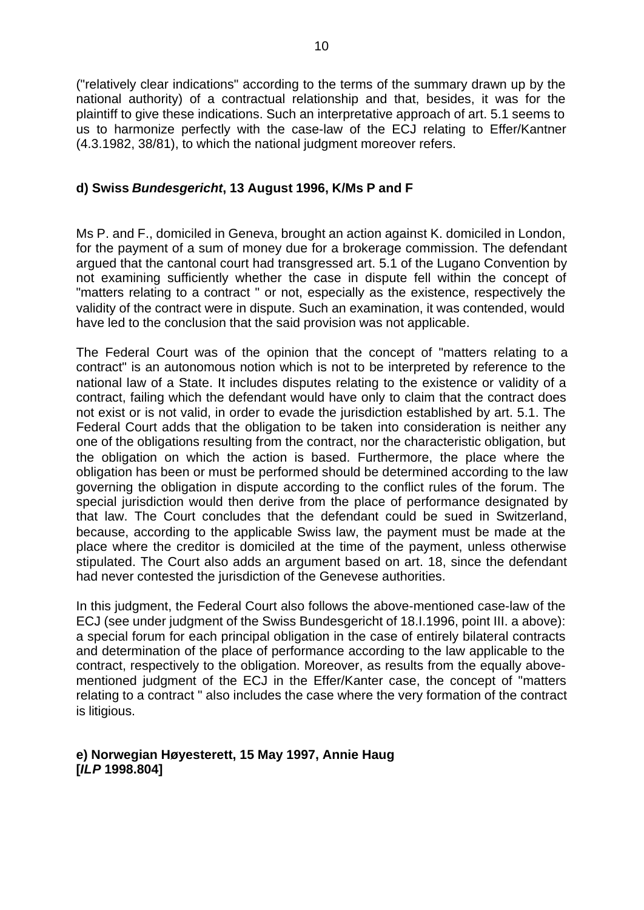("relatively clear indications" according to the terms of the summary drawn up by the national authority) of a contractual relationship and that, besides, it was for the plaintiff to give these indications. Such an interpretative approach of art. 5.1 seems to us to harmonize perfectly with the case-law of the ECJ relating to Effer/Kantner (4.3.1982, 38/81), to which the national judgment moreover refers.

### d) Swiss *Bundesgericht*, 13 August 1996, K/Ms P and F

Ms P. and F., domiciled in Geneva, brought an action against K. domiciled in London, for the payment of a sum of money due for a brokerage commission. The defendant argued that the cantonal court had transgressed art. 5.1 of the Lugano Convention by not examining sufficiently whether the case in dispute fell within the concept of "matters relating to a contract " or not, especially as the existence, respectively the validity of the contract were in dispute. Such an examination, it was contended, would have led to the conclusion that the said provision was not applicable.

The Federal Court was of the opinion that the concept of "matters relating to a contract" is an autonomous notion which is not to be interpreted by reference to the national law of a State. It includes disputes relating to the existence or validity of a contract, failing which the defendant would have only to claim that the contract does not exist or is not valid, in order to evade the jurisdiction established by art. 5.1. The Federal Court adds that the obligation to be taken into consideration is neither any one of the obligations resulting from the contract, nor the characteristic obligation, but the obligation on which the action is based. Furthermore, the place where the obligation has been or must be performed should be determined according to the law governing the obligation in dispute according to the conflict rules of the forum. The special jurisdiction would then derive from the place of performance designated by that law. The Court concludes that the defendant could be sued in Switzerland, because, according to the applicable Swiss law, the payment must be made at the place where the creditor is domiciled at the time of the payment, unless otherwise stipulated. The Court also adds an argument based on art. 18, since the defendant had never contested the jurisdiction of the Genevese authorities.

In this judgment, the Federal Court also follows the above-mentioned case-law of the ECJ (see under judgment of the Swiss Bundesgericht of 18.I.1996, point III. a above): a special forum for each principal obligation in the case of entirely bilateral contracts and determination of the place of performance according to the law applicable to the contract, respectively to the obligation. Moreover, as results from the equally above-mentioned judgment of the ECJ in the Effer/Kanter case, the concept of "matters relating to a contract " also includes the case where the very formation of the contract is litigious.

### e) Norwegian Høyesterett, 15 May 1997, Annie Haug [*ILP* 1998.804]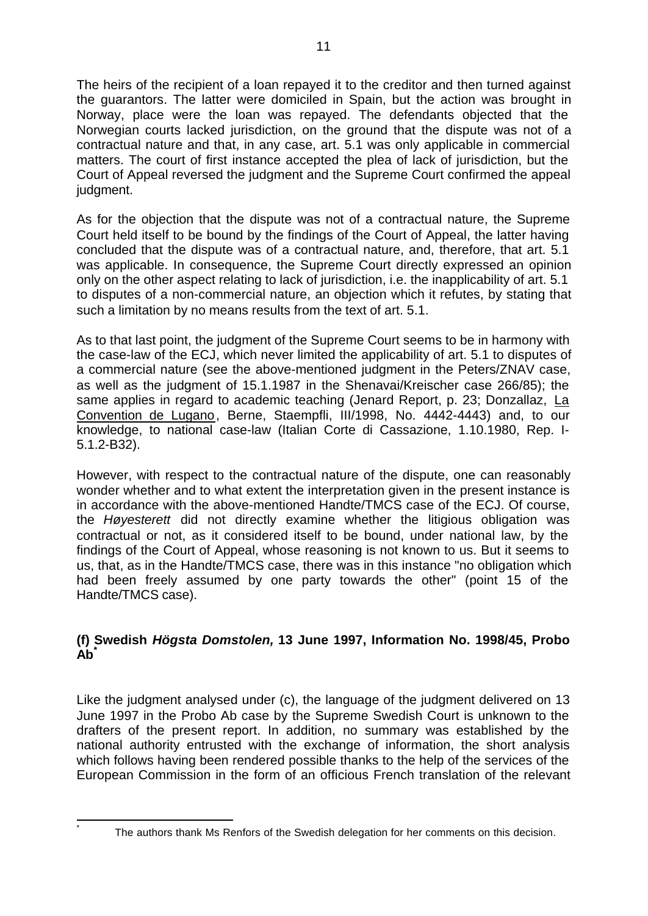The heirs of the recipient of a loan repayed it to the creditor and then turned against the guarantors. The latter were domiciled in Spain, but the action was brought in Norway, place were the loan was repayed. The defendants objected that the Norwegian courts lacked jurisdiction, on the ground that the dispute was not of a contractual nature and that, in any case, art. 5.1 was only applicable in commercial matters. The court of first instance accepted the plea of lack of jurisdiction, but the Court of Appeal reversed the judgment and the Supreme Court confirmed the appeal judgment.

As for the objection that the dispute was not of a contractual nature, the Supreme Court held itself to be bound by the findings of the Court of Appeal, the latter having concluded that the dispute was of a contractual nature, and, therefore, that art. 5.1 was applicable. In consequence, the Supreme Court directly expressed an opinion only on the other aspect relating to lack of jurisdiction, i.e. the inapplicability of art. 5.1 to disputes of a non-commercial nature, an objection which it refutes, by stating that such a limitation by no means results from the text of art. 5.1.

As to that last point, the judgment of the Supreme Court seems to be in harmony with the case-law of the ECJ, which never limited the applicability of art. 5.1 to disputes of a commercial nature (see the above-mentioned judgment in the Peters/ZNAV case, as well as the judgment of 15.1.1987 in the Shenavai/Kreischer case 266/85); the same applies in regard to academic teaching (Jenard Report, p. 23; Donzallaz, La Convention de Lugano, Berne, Staempfli, III/1998, No. 4442-4443) and, to our knowledge, to national case-law (Italian Corte di Cassazione, 1.10.1980, Rep. I-5.1.2-B32).

However, with respect to the contractual nature of the dispute, one can reasonably wonder whether and to what extent the interpretation given in the present instance is in accordance with the above-mentioned Handte/TMCS case of the ECJ. Of course, the *Høyesterett* did not directly examine whether the litigious obligation was contractual or not, as it considered itself to be bound, under national law, by the findings of the Court of Appeal, whose reasoning is not known to us. But it seems to us, that, as in the Handte/TMCS case, there was in this instance "no obligation which had been freely assumed by one party towards the other" (point 15 of the Handte/TMCS case).

### (f) Swedish *Högsta Domstolen,* 13 June 1997, Information No. 1998/45, Probo Ab*

Like the judgment analysed under (c), the language of the judgment delivered on 13 June 1997 in the Probo Ab case by the Supreme Swedish Court is unknown to the drafters of the present report. In addition, no summary was established by the national authority entrusted with the exchange of information, the short analysis which follows having been rendered possible thanks to the help of the services of the European Commission in the form of an officious French translation of the relevant

---

* The authors thank Ms Renfors of the Swedish delegation for her comments on this decision.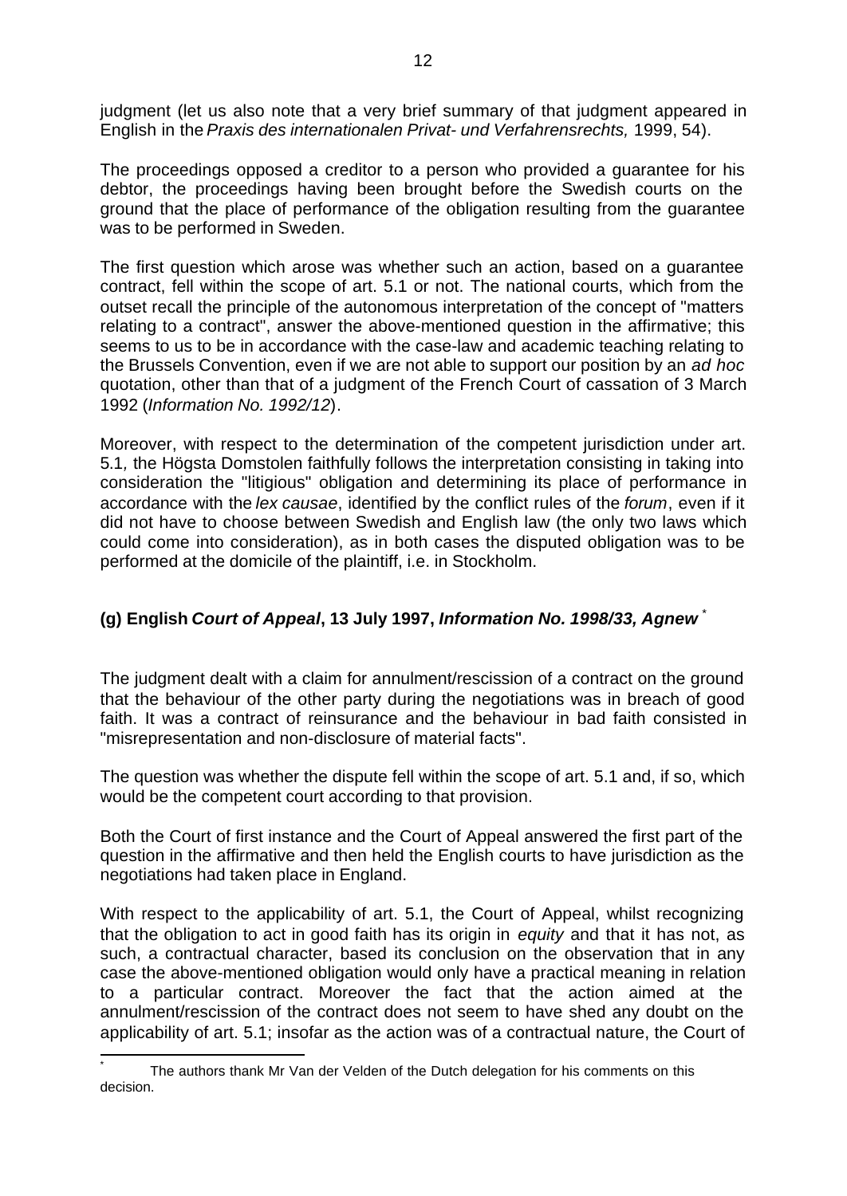judgment (let us also note that a very brief summary of that judgment appeared in English in the *Praxis des internationalen Privat- und Verfahrensrechts,* 1999, 54).

The proceedings opposed a creditor to a person who provided a guarantee for his debtor, the proceedings having been brought before the Swedish courts on the ground that the place of performance of the obligation resulting from the guarantee was to be performed in Sweden.

The first question which arose was whether such an action, based on a guarantee contract, fell within the scope of art. 5.1 or not. The national courts, which from the outset recall the principle of the autonomous interpretation of the concept of "matters relating to a contract", answer the above-mentioned question in the affirmative; this seems to us to be in accordance with the case-law and academic teaching relating to the Brussels Convention, even if we are not able to support our position by an *ad hoc* quotation, other than that of a judgment of the French Court of cassation of 3 March 1992 (*Information No. 1992/12*).

Moreover, with respect to the determination of the competent jurisdiction under art. 5.1*,* the Högsta Domstolen faithfully follows the interpretation consisting in taking into consideration the "litigious" obligation and determining its place of performance in accordance with the *lex causae*, identified by the conflict rules of the *forum*, even if it did not have to choose between Swedish and English law (the only two laws which could come into consideration), as in both cases the disputed obligation was to be performed at the domicile of the plaintiff, i.e. in Stockholm.

### (g) English *Court of Appeal*, 13 July 1997, *Information No. 1998/33, Agnew* [*]

The judgment dealt with a claim for annulment/rescission of a contract on the ground that the behaviour of the other party during the negotiations was in breach of good faith. It was a contract of reinsurance and the behaviour in bad faith consisted in "misrepresentation and non-disclosure of material facts".

The question was whether the dispute fell within the scope of art. 5.1 and, if so, which would be the competent court according to that provision.

Both the Court of first instance and the Court of Appeal answered the first part of the question in the affirmative and then held the English courts to have jurisdiction as the negotiations had taken place in England.

With respect to the applicability of art. 5.1, the Court of Appeal, whilst recognizing that the obligation to act in good faith has its origin in *equity* and that it has not, as such, a contractual character, based its conclusion on the observation that in any case the above-mentioned obligation would only have a practical meaning in relation to a particular contract. Moreover the fact that the action aimed at the annulment/rescission of the contract does not seem to have shed any doubt on the applicability of art. 5.1; insofar as the action was of a contractual nature, the Court of

[*] The authors thank Mr Van der Velden of the Dutch delegation for his comments on this decision.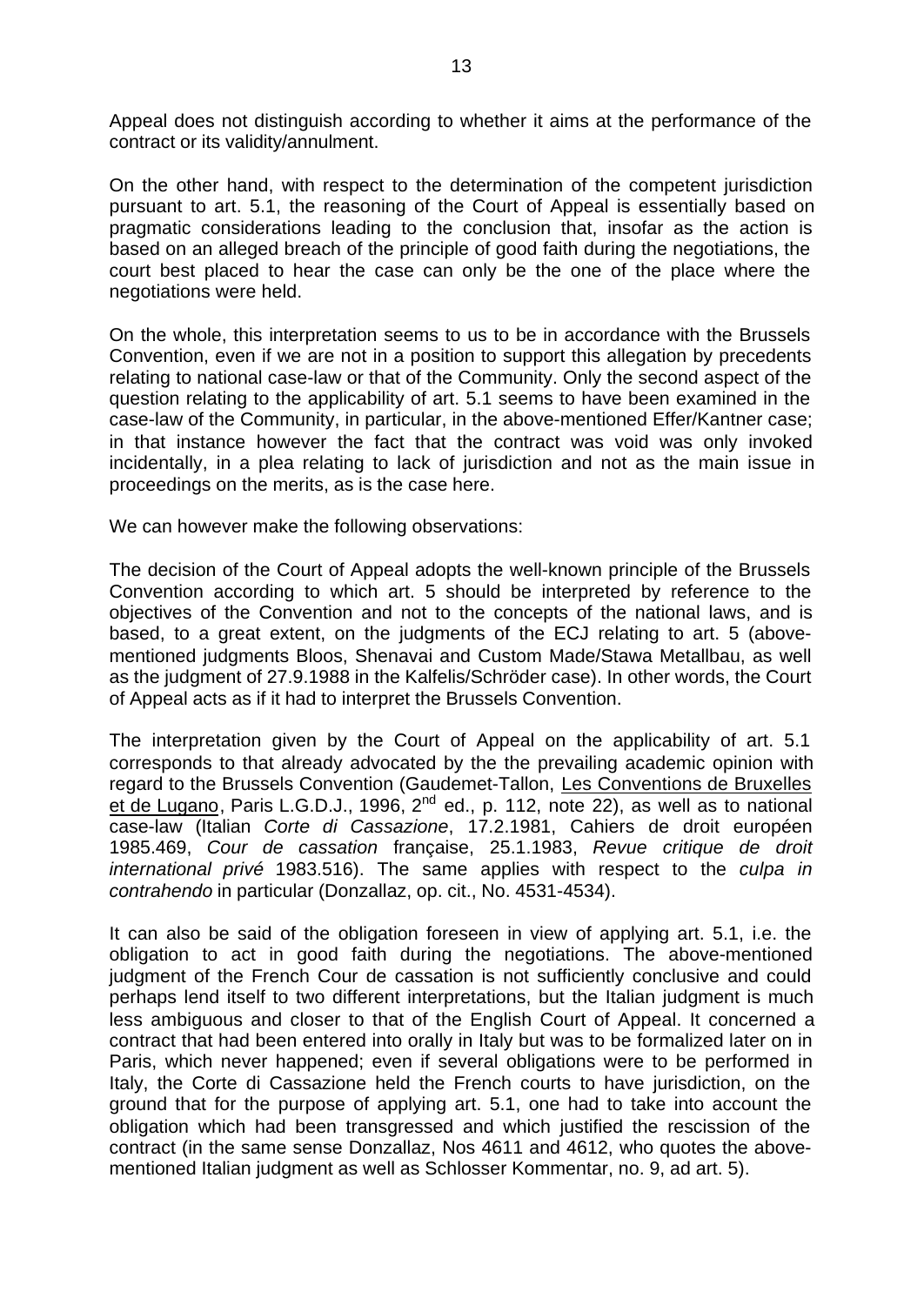Appeal does not distinguish according to whether it aims at the performance of the contract or its validity/annulment.

On the other hand, with respect to the determination of the competent jurisdiction pursuant to art. 5.1, the reasoning of the Court of Appeal is essentially based on pragmatic considerations leading to the conclusion that, insofar as the action is based on an alleged breach of the principle of good faith during the negotiations, the court best placed to hear the case can only be the one of the place where the negotiations were held.

On the whole, this interpretation seems to us to be in accordance with the Brussels Convention, even if we are not in a position to support this allegation by precedents relating to national case-law or that of the Community. Only the second aspect of the question relating to the applicability of art. 5.1 seems to have been examined in the case-law of the Community, in particular, in the above-mentioned Effer/Kantner case; in that instance however the fact that the contract was void was only invoked incidentally, in a plea relating to lack of jurisdiction and not as the main issue in proceedings on the merits, as is the case here.

We can however make the following observations:

The decision of the Court of Appeal adopts the well-known principle of the Brussels Convention according to which art. 5 should be interpreted by reference to the objectives of the Convention and not to the concepts of the national laws, and is based, to a great extent, on the judgments of the ECJ relating to art. 5 (above-mentioned judgments Bloos, Shenavai and Custom Made/Stawa Metallbau, as well as the judgment of 27.9.1988 in the Kalfelis/Schröder case). In other words, the Court of Appeal acts as if it had to interpret the Brussels Convention.

The interpretation given by the Court of Appeal on the applicability of art. 5.1 corresponds to that already advocated by the the prevailing academic opinion with regard to the Brussels Convention (Gaudemet-Tallon, <u>Les Conventions de Bruxelles et de Lugano</u>, Paris L.G.D.J., 1996, 2nd ed., p. 112, note 22), as well as to national case-law (Italian *Corte di Cassazione*, 17.2.1981, Cahiers de droit européen 1985.469, *Cour de cassation* française, 25.1.1983, *Revue critique de droit international privé* 1983.516). The same applies with respect to the *culpa in contrahendo* in particular (Donzallaz, op. cit., No. 4531-4534).

It can also be said of the obligation foreseen in view of applying art. 5.1, i.e. the obligation to act in good faith during the negotiations. The above-mentioned judgment of the French Cour de cassation is not sufficiently conclusive and could perhaps lend itself to two different interpretations, but the Italian judgment is much less ambiguous and closer to that of the English Court of Appeal. It concerned a contract that had been entered into orally in Italy but was to be formalized later on in Paris, which never happened; even if several obligations were to be performed in Italy, the Corte di Cassazione held the French courts to have jurisdiction, on the ground that for the purpose of applying art. 5.1, one had to take into account the obligation which had been transgressed and which justified the rescission of the contract (in the same sense Donzallaz, Nos 4611 and 4612, who quotes the above-mentioned Italian judgment as well as Schlosser Kommentar, no. 9, ad art. 5).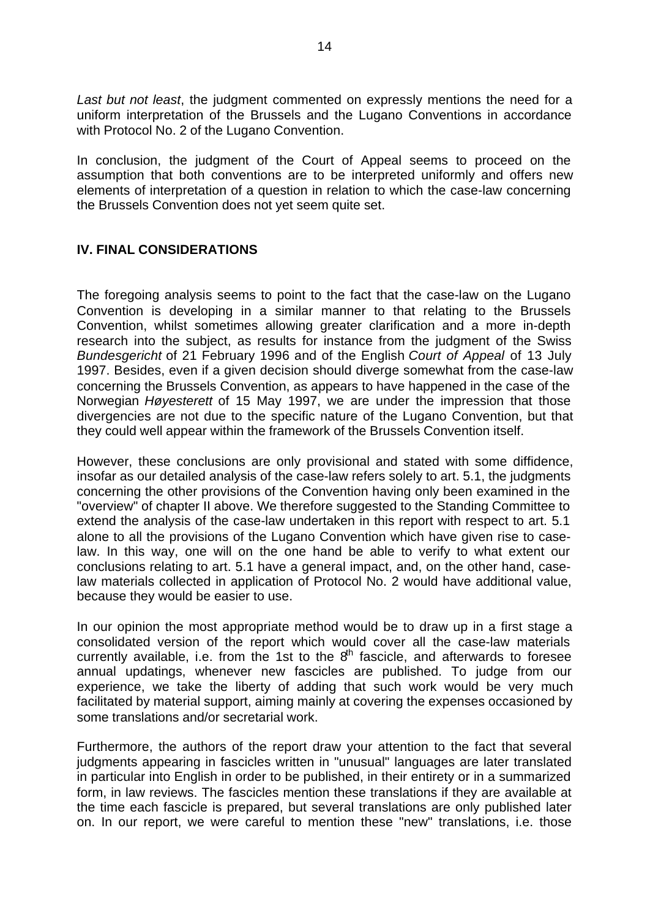*Last but not least*, the judgment commented on expressly mentions the need for a uniform interpretation of the Brussels and the Lugano Conventions in accordance with Protocol No. 2 of the Lugano Convention.

In conclusion, the judgment of the Court of Appeal seems to proceed on the assumption that both conventions are to be interpreted uniformly and offers new elements of interpretation of a question in relation to which the case-law concerning the Brussels Convention does not yet seem quite set.

## IV. FINAL CONSIDERATIONS

The foregoing analysis seems to point to the fact that the case-law on the Lugano Convention is developing in a similar manner to that relating to the Brussels Convention, whilst sometimes allowing greater clarification and a more in-depth research into the subject, as results for instance from the judgment of the Swiss *Bundesgericht* of 21 February 1996 and of the English *Court of Appeal* of 13 July 1997. Besides, even if a given decision should diverge somewhat from the case-law concerning the Brussels Convention, as appears to have happened in the case of the Norwegian *Høyesterett* of 15 May 1997, we are under the impression that those divergencies are not due to the specific nature of the Lugano Convention, but that they could well appear within the framework of the Brussels Convention itself.

However, these conclusions are only provisional and stated with some diffidence, insofar as our detailed analysis of the case-law refers solely to art. 5.1, the judgments concerning the other provisions of the Convention having only been examined in the "overview" of chapter II above. We therefore suggested to the Standing Committee to extend the analysis of the case-law undertaken in this report with respect to art. 5.1 alone to all the provisions of the Lugano Convention which have given rise to case-law. In this way, one will on the one hand be able to verify to what extent our conclusions relating to art. 5.1 have a general impact, and, on the other hand, case-law materials collected in application of Protocol No. 2 would have additional value, because they would be easier to use.

In our opinion the most appropriate method would be to draw up in a first stage a consolidated version of the report which would cover all the case-law materials currently available, i.e. from the 1st to the 8th fascicle, and afterwards to foresee annual updatings, whenever new fascicles are published. To judge from our experience, we take the liberty of adding that such work would be very much facilitated by material support, aiming mainly at covering the expenses occasioned by some translations and/or secretarial work.

Furthermore, the authors of the report draw your attention to the fact that several judgments appearing in fascicles written in "unusual" languages are later translated in particular into English in order to be published, in their entirety or in a summarized form, in law reviews. The fascicles mention these translations if they are available at the time each fascicle is prepared, but several translations are only published later on. In our report, we were careful to mention these "new" translations, i.e. those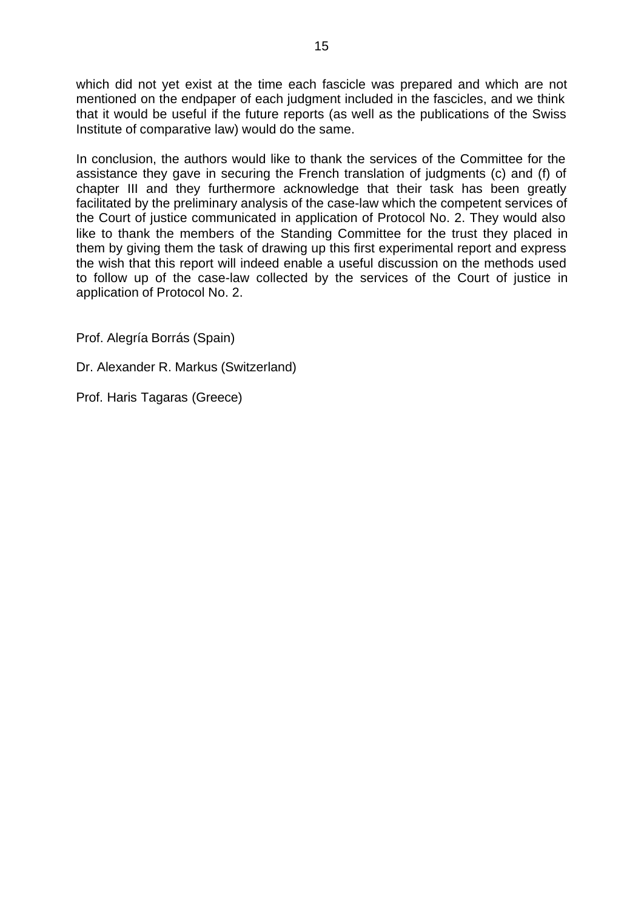which did not yet exist at the time each fascicle was prepared and which are not mentioned on the endpaper of each judgment included in the fascicles, and we think that it would be useful if the future reports (as well as the publications of the Swiss Institute of comparative law) would do the same.

In conclusion, the authors would like to thank the services of the Committee for the assistance they gave in securing the French translation of judgments (c) and (f) of chapter III and they furthermore acknowledge that their task has been greatly facilitated by the preliminary analysis of the case-law which the competent services of the Court of justice communicated in application of Protocol No. 2. They would also like to thank the members of the Standing Committee for the trust they placed in them by giving them the task of drawing up this first experimental report and express the wish that this report will indeed enable a useful discussion on the methods used to follow up of the case-law collected by the services of the Court of justice in application of Protocol No. 2.

Prof. Alegría Borrás (Spain)

Dr. Alexander R. Markus (Switzerland)

Prof. Haris Tagaras (Greece)